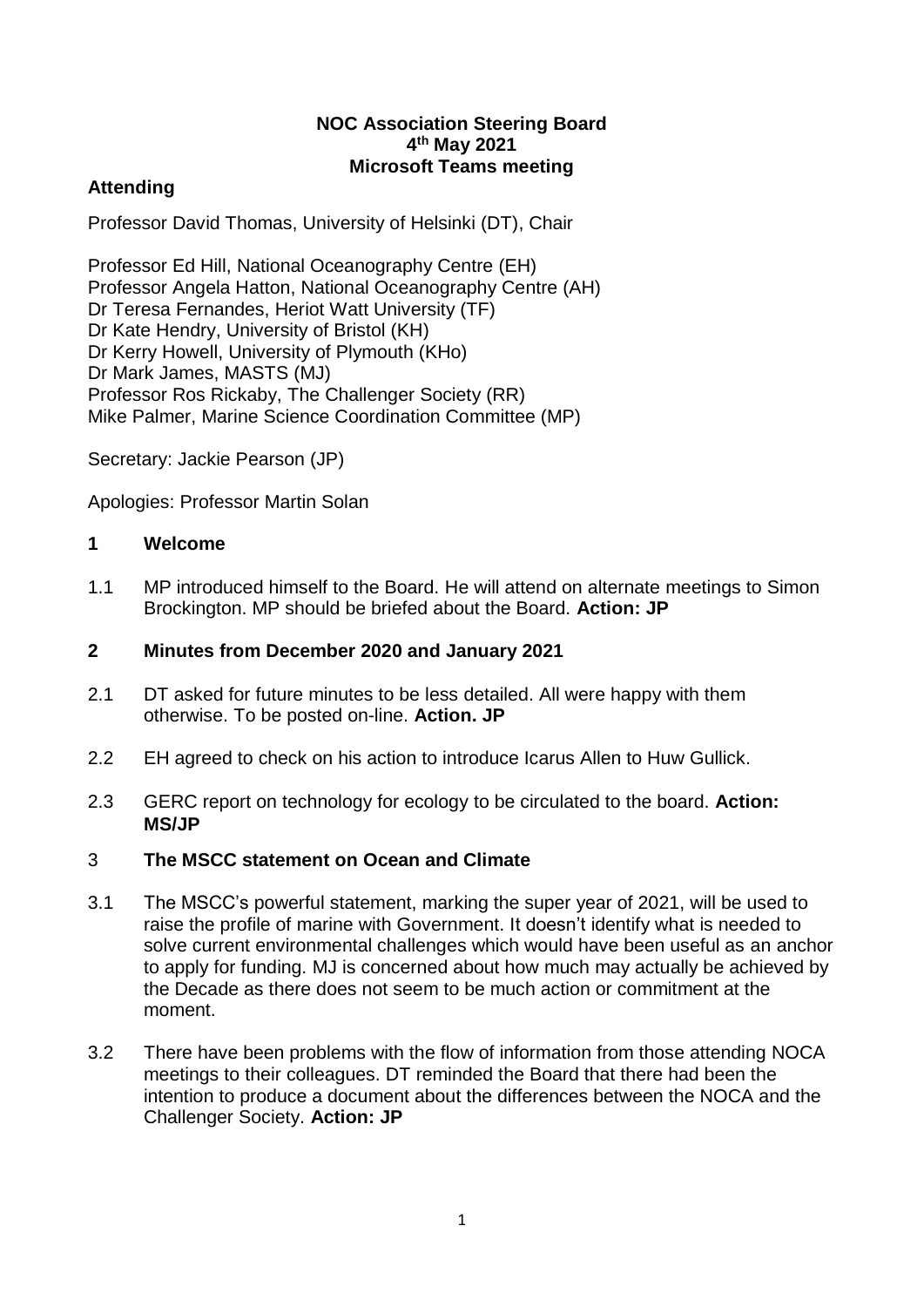# NOC Association Steering Board
## 4th May 2021
## Microsoft Teams meeting

### Attending

Professor David Thomas, University of Helsinki (DT), Chair

Professor Ed Hill, National Oceanography Centre (EH)
Professor Angela Hatton, National Oceanography Centre (AH)
Dr Teresa Fernandes, Heriot Watt University (TF)
Dr Kate Hendry, University of Bristol (KH)
Dr Kerry Howell, University of Plymouth (KHo)
Dr Mark James, MASTS (MJ)
Professor Ros Rickaby, The Challenger Society (RR)
Mike Palmer, Marine Science Coordination Committee (MP)

Secretary: Jackie Pearson (JP)

Apologies: Professor Martin Solan

### 1 Welcome

1.1 MP introduced himself to the Board. He will attend on alternate meetings to Simon Brockington. MP should be briefed about the Board. **Action: JP**

### 2 Minutes from December 2020 and January 2021

2.1 DT asked for future minutes to be less detailed. All were happy with them otherwise. To be posted on-line. **Action. JP**

2.2 EH agreed to check on his action to introduce Icarus Allen to Huw Gullick.

2.3 GERC report on technology for ecology to be circulated to the board. **Action: MS/JP**

### 3 The MSCC statement on Ocean and Climate

3.1 The MSCC's powerful statement, marking the super year of 2021, will be used to raise the profile of marine with Government. It doesn't identify what is needed to solve current environmental challenges which would have been useful as an anchor to apply for funding. MJ is concerned about how much may actually be achieved by the Decade as there does not seem to be much action or commitment at the moment.

3.2 There have been problems with the flow of information from those attending NOCA meetings to their colleagues. DT reminded the Board that there had been the intention to produce a document about the differences between the NOCA and the Challenger Society. **Action: JP**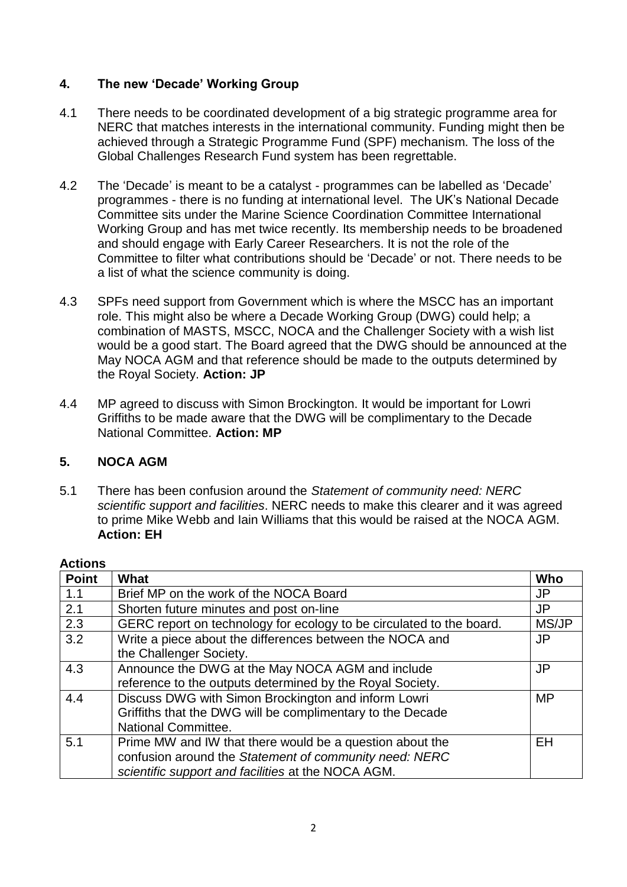## 4. The new 'Decade' Working Group

4.1 There needs to be coordinated development of a big strategic programme area for NERC that matches interests in the international community. Funding might then be achieved through a Strategic Programme Fund (SPF) mechanism. The loss of the Global Challenges Research Fund system has been regrettable.

4.2 The 'Decade' is meant to be a catalyst - programmes can be labelled as 'Decade' programmes - there is no funding at international level. The UK's National Decade Committee sits under the Marine Science Coordination Committee International Working Group and has met twice recently. Its membership needs to be broadened and should engage with Early Career Researchers. It is not the role of the Committee to filter what contributions should be 'Decade' or not. There needs to be a list of what the science community is doing.

4.3 SPFs need support from Government which is where the MSCC has an important role. This might also be where a Decade Working Group (DWG) could help; a combination of MASTS, MSCC, NOCA and the Challenger Society with a wish list would be a good start. The Board agreed that the DWG should be announced at the May NOCA AGM and that reference should be made to the outputs determined by the Royal Society. **Action: JP**

4.4 MP agreed to discuss with Simon Brockington. It would be important for Lowri Griffiths to be made aware that the DWG will be complimentary to the Decade National Committee. **Action: MP**

## 5. NOCA AGM

5.1 There has been confusion around the *Statement of community need: NERC scientific support and facilities*. NERC needs to make this clearer and it was agreed to prime Mike Webb and Iain Williams that this would be raised at the NOCA AGM. **Action: EH**

**Actions**

| Point | What | Who |
|---|---|---|
| 1.1 | Brief MP on the work of the NOCA Board | JP |
| 2.1 | Shorten future minutes and post on-line | JP |
| 2.3 | GERC report on technology for ecology to be circulated to the board. | MS/JP |
| 3.2 | Write a piece about the differences between the NOCA and the Challenger Society. | JP |
| 4.3 | Announce the DWG at the May NOCA AGM and include reference to the outputs determined by the Royal Society. | JP |
| 4.4 | Discuss DWG with Simon Brockington and inform Lowri Griffiths that the DWG will be complimentary to the Decade National Committee. | MP |
| 5.1 | Prime MW and IW that there would be a question about the confusion around the *Statement of community need: NERC scientific support and facilities* at the NOCA AGM. | EH |